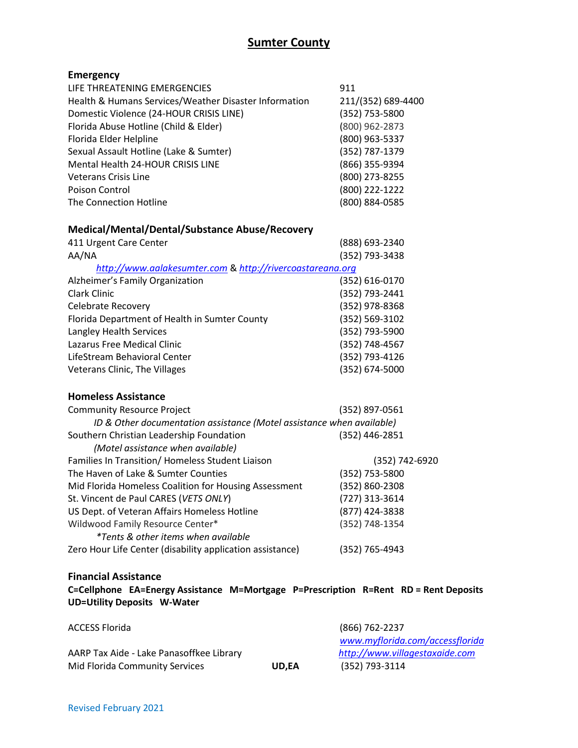# Sumter County

## Emergency

| | |
|---|---|
| LIFE THREATENING EMERGENCIES | 911 |
| Health & Humans Services/Weather Disaster Information | 211/(352) 689-4400 |
| Domestic Violence (24-HOUR CRISIS LINE) | (352) 753-5800 |
| Florida Abuse Hotline (Child & Elder) | (800) 962-2873 |
| Florida Elder Helpline | (800) 963-5337 |
| Sexual Assault Hotline (Lake & Sumter) | (352) 787-1379 |
| Mental Health 24-HOUR CRISIS LINE | (866) 355-9394 |
| Veterans Crisis Line | (800) 273-8255 |
| Poison Control | (800) 222-1222 |
| The Connection Hotline | (800) 884-0585 |

## Medical/Mental/Dental/Substance Abuse/Recovery

| | |
|---|---|
| 411 Urgent Care Center | (888) 693-2340 |
| AA/NA | (352) 793-3438 |
| *http://www.aalakesumter.com* & *http://rivercoastareana.org* | |
| Alzheimer's Family Organization | (352) 616-0170 |
| Clark Clinic | (352) 793-2441 |
| Celebrate Recovery | (352) 978-8368 |
| Florida Department of Health in Sumter County | (352) 569-3102 |
| Langley Health Services | (352) 793-5900 |
| Lazarus Free Medical Clinic | (352) 748-4567 |
| LifeStream Behavioral Center | (352) 793-4126 |
| Veterans Clinic, The Villages | (352) 674-5000 |

## Homeless Assistance

| | |
|---|---|
| Community Resource Project | (352) 897-0561 |
| *ID & Other documentation assistance (Motel assistance when available)* | |
| Southern Christian Leadership Foundation | (352) 446-2851 |
| *(Motel assistance when available)* | |
| Families In Transition/ Homeless Student Liaison | (352) 742-6920 |
| The Haven of Lake & Sumter Counties | (352) 753-5800 |
| Mid Florida Homeless Coalition for Housing Assessment | (352) 860-2308 |
| St. Vincent de Paul CARES (*VETS ONLY*) | (727) 313-3614 |
| US Dept. of Veteran Affairs Homeless Hotline | (877) 424-3838 |
| Wildwood Family Resource Center* | (352) 748-1354 |
| *\*Tents & other items when available* | |
| Zero Hour Life Center (disability application assistance) | (352) 765-4943 |

## Financial Assistance

**C=Cellphone EA=Energy Assistance M=Mortgage P=Prescription R=Rent RD = Rent Deposits UD=Utility Deposits W-Water**

| | | |
|---|---|---|
| ACCESS Florida | | (866) 762-2237 *www.myflorida.com/accessflorida* |
| AARP Tax Aide - Lake Panasoffkee Library | | *http://www.villagestaxaide.com* |
| Mid Florida Community Services | **UD,EA** | (352) 793-3114 |

Revised February 2021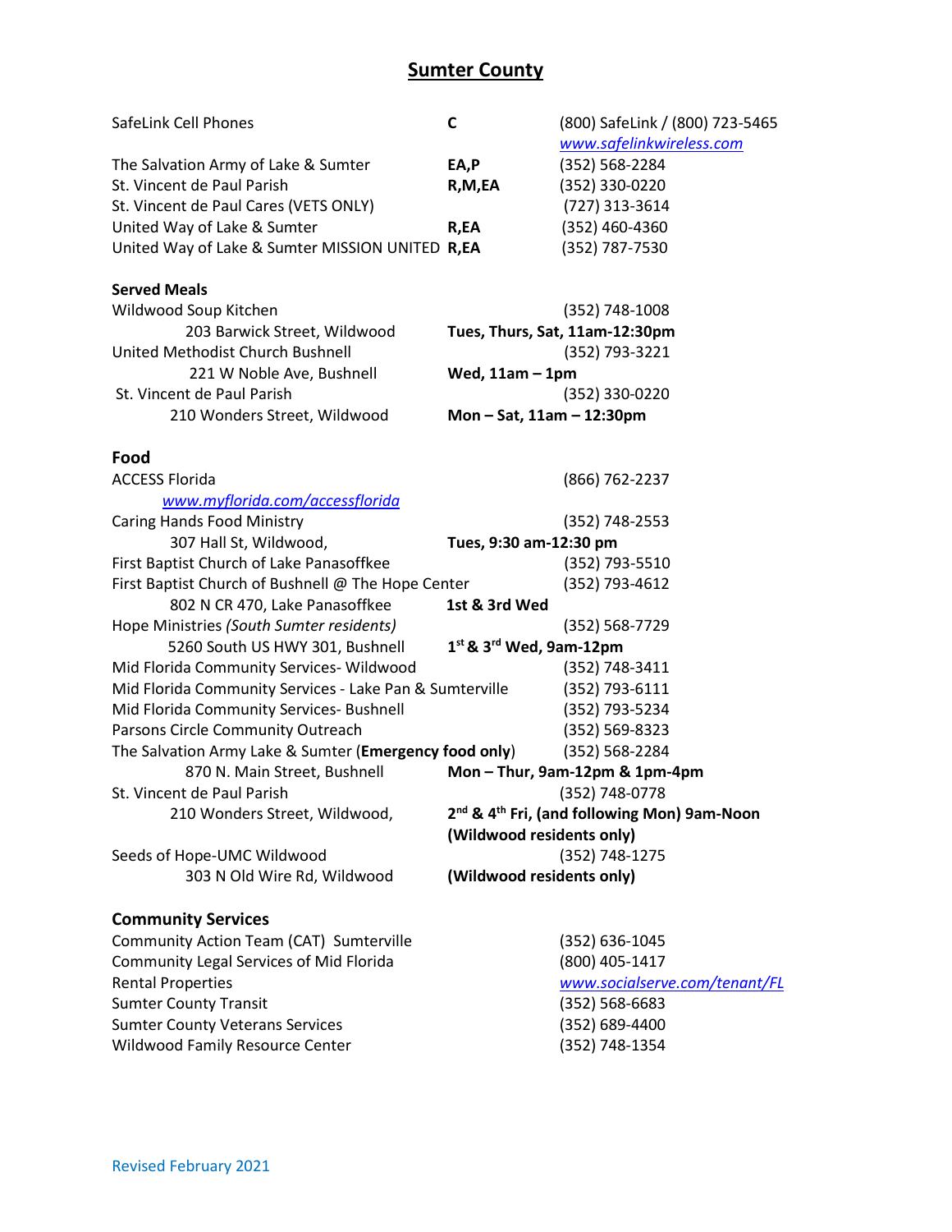## Sumter County

| | | |
|---|---|---|
| SafeLink Cell Phones | **C** | (800) SafeLink / (800) 723-5465 www.safelinkwireless.com |
| The Salvation Army of Lake & Sumter | **EA,P** | (352) 568-2284 |
| St. Vincent de Paul Parish | **R,M,EA** | (352) 330-0220 |
| St. Vincent de Paul Cares (VETS ONLY) | | (727) 313-3614 |
| United Way of Lake & Sumter | **R,EA** | (352) 460-4360 |
| United Way of Lake & Sumter MISSION UNITED | **R,EA** | (352) 787-7530 |

### Served Meals

| | | |
|---|---|---|
| Wildwood Soup Kitchen | | (352) 748-1008 |
| 203 Barwick Street, Wildwood | **Tues, Thurs, Sat, 11am-12:30pm** | |
| United Methodist Church Bushnell | | (352) 793-3221 |
| 221 W Noble Ave, Bushnell | **Wed, 11am – 1pm** | |
| St. Vincent de Paul Parish | | (352) 330-0220 |
| 210 Wonders Street, Wildwood | **Mon – Sat, 11am – 12:30pm** | |

### Food

| | | |
|---|---|---|
| ACCESS Florida | | (866) 762-2237 |
| *www.myflorida.com/accessflorida* | | |
| Caring Hands Food Ministry | | (352) 748-2553 |
| 307 Hall St, Wildwood, | **Tues, 9:30 am-12:30 pm** | |
| First Baptist Church of Lake Panasoffkee | | (352) 793-5510 |
| First Baptist Church of Bushnell @ The Hope Center | | (352) 793-4612 |
| 802 N CR 470, Lake Panasoffkee | **1st & 3rd Wed** | |
| Hope Ministries *(South Sumter residents)* | | (352) 568-7729 |
| 5260 South US HWY 301, Bushnell | **1st & 3rd Wed, 9am-12pm** | |
| Mid Florida Community Services- Wildwood | | (352) 748-3411 |
| Mid Florida Community Services - Lake Pan & Sumterville | | (352) 793-6111 |
| Mid Florida Community Services- Bushnell | | (352) 793-5234 |
| Parsons Circle Community Outreach | | (352) 569-8323 |
| The Salvation Army Lake & Sumter (**Emergency food only**) | | (352) 568-2284 |
| 870 N. Main Street, Bushnell | **Mon – Thur, 9am-12pm & 1pm-4pm** | |
| St. Vincent de Paul Parish | | (352) 748-0778 |
| 210 Wonders Street, Wildwood, | **2nd & 4th Fri, (and following Mon) 9am-Noon (Wildwood residents only)** | |
| Seeds of Hope-UMC Wildwood | | (352) 748-1275 |
| 303 N Old Wire Rd, Wildwood | **(Wildwood residents only)** | |

### Community Services

| | |
|---|---|
| Community Action Team (CAT) Sumterville | (352) 636-1045 |
| Community Legal Services of Mid Florida | (800) 405-1417 |
| Rental Properties | www.socialserve.com/tenant/FL |
| Sumter County Transit | (352) 568-6683 |
| Sumter County Veterans Services | (352) 689-4400 |
| Wildwood Family Resource Center | (352) 748-1354 |

Revised February 2021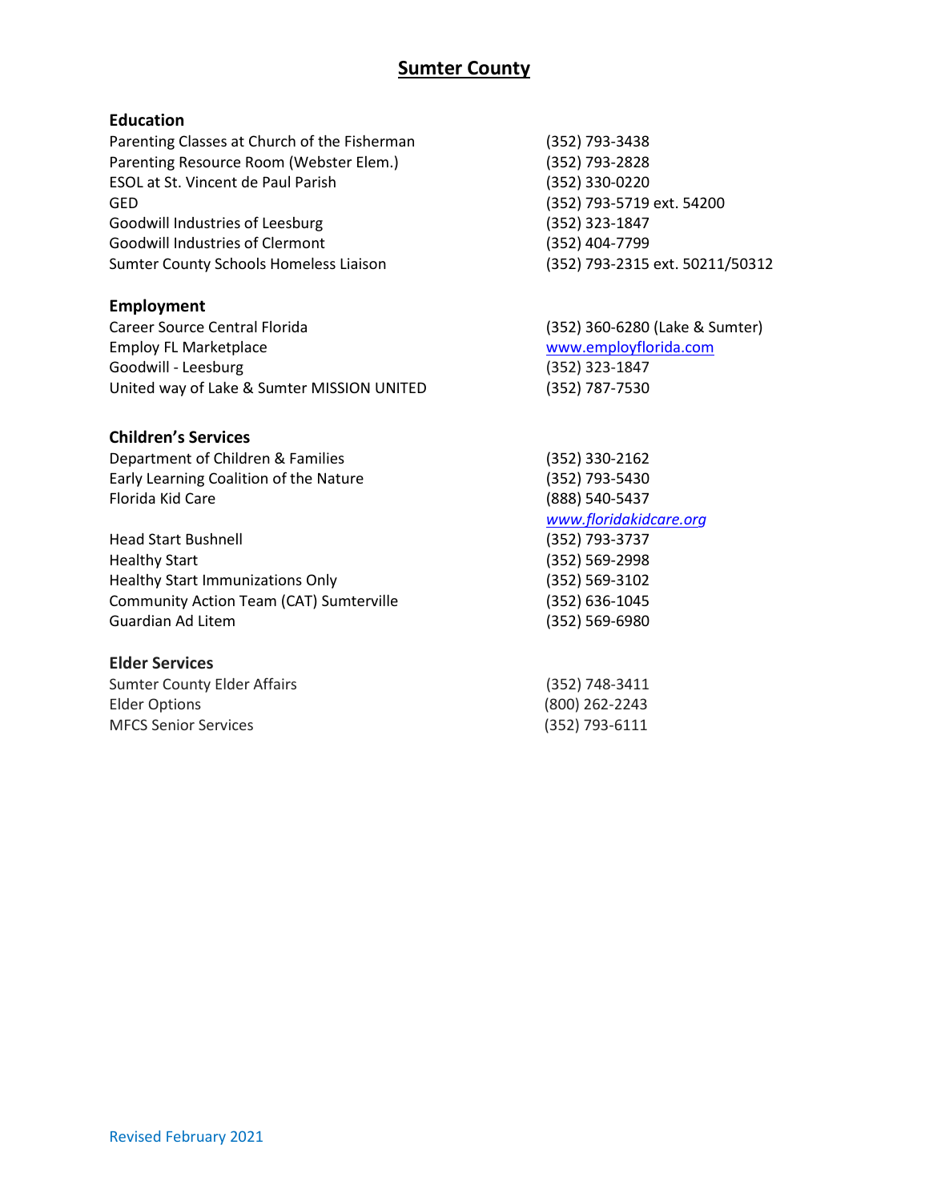# Sumter County

## Education

| | |
|---|---|
| Parenting Classes at Church of the Fisherman | (352) 793-3438 |
| Parenting Resource Room (Webster Elem.) | (352) 793-2828 |
| ESOL at St. Vincent de Paul Parish | (352) 330-0220 |
| GED | (352) 793-5719 ext. 54200 |
| Goodwill Industries of Leesburg | (352) 323-1847 |
| Goodwill Industries of Clermont | (352) 404-7799 |
| Sumter County Schools Homeless Liaison | (352) 793-2315 ext. 50211/50312 |

## Employment

| | |
|---|---|
| Career Source Central Florida | (352) 360-6280 (Lake & Sumter) |
| Employ FL Marketplace | www.employflorida.com |
| Goodwill - Leesburg | (352) 323-1847 |
| United way of Lake & Sumter MISSION UNITED | (352) 787-7530 |

## Children's Services

| | |
|---|---|
| Department of Children & Families | (352) 330-2162 |
| Early Learning Coalition of the Nature | (352) 793-5430 |
| Florida Kid Care | (888) 540-5437<br>*www.floridakidcare.org* |
| Head Start Bushnell | (352) 793-3737 |
| Healthy Start | (352) 569-2998 |
| Healthy Start Immunizations Only | (352) 569-3102 |
| Community Action Team (CAT) Sumterville | (352) 636-1045 |
| Guardian Ad Litem | (352) 569-6980 |

## Elder Services

| | |
|---|---|
| Sumter County Elder Affairs | (352) 748-3411 |
| Elder Options | (800) 262-2243 |
| MFCS Senior Services | (352) 793-6111 |

Revised February 2021